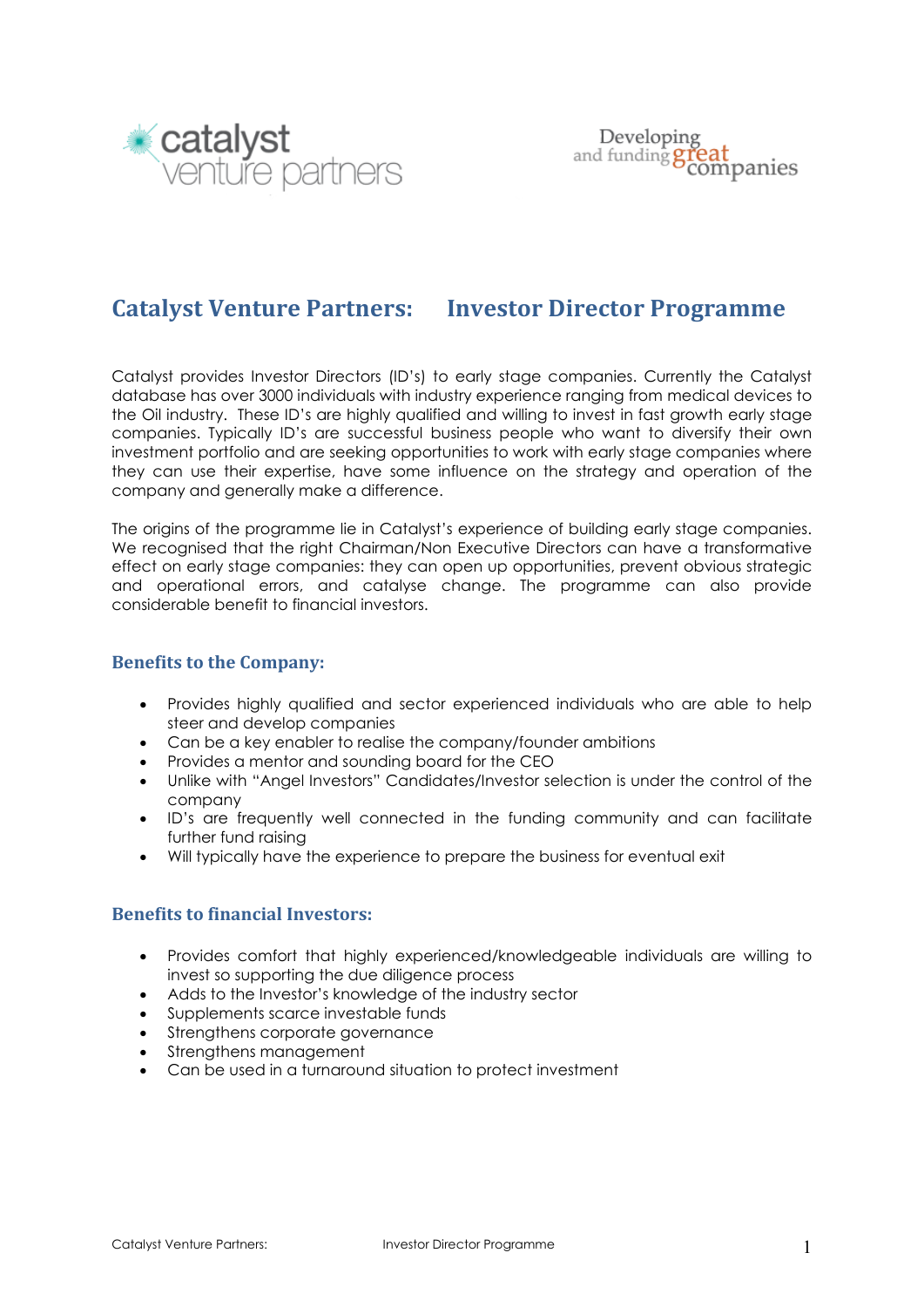catalyst venture partners

Developing and funding great companies

# Catalyst Venture Partners: Investor Director Programme

Catalyst provides Investor Directors (ID's) to early stage companies. Currently the Catalyst database has over 3000 individuals with industry experience ranging from medical devices to the Oil industry. These ID's are highly qualified and willing to invest in fast growth early stage companies. Typically ID's are successful business people who want to diversify their own investment portfolio and are seeking opportunities to work with early stage companies where they can use their expertise, have some influence on the strategy and operation of the company and generally make a difference.

The origins of the programme lie in Catalyst's experience of building early stage companies. We recognised that the right Chairman/Non Executive Directors can have a transformative effect on early stage companies: they can open up opportunities, prevent obvious strategic and operational errors, and catalyse change. The programme can also provide considerable benefit to financial investors.

## Benefits to the Company:

- Provides highly qualified and sector experienced individuals who are able to help steer and develop companies
- Can be a key enabler to realise the company/founder ambitions
- Provides a mentor and sounding board for the CEO
- Unlike with "Angel Investors" Candidates/Investor selection is under the control of the company
- ID's are frequently well connected in the funding community and can facilitate further fund raising
- Will typically have the experience to prepare the business for eventual exit

## Benefits to financial Investors:

- Provides comfort that highly experienced/knowledgeable individuals are willing to invest so supporting the due diligence process
- Adds to the Investor's knowledge of the industry sector
- Supplements scarce investable funds
- Strengthens corporate governance
- Strengthens management
- Can be used in a turnaround situation to protect investment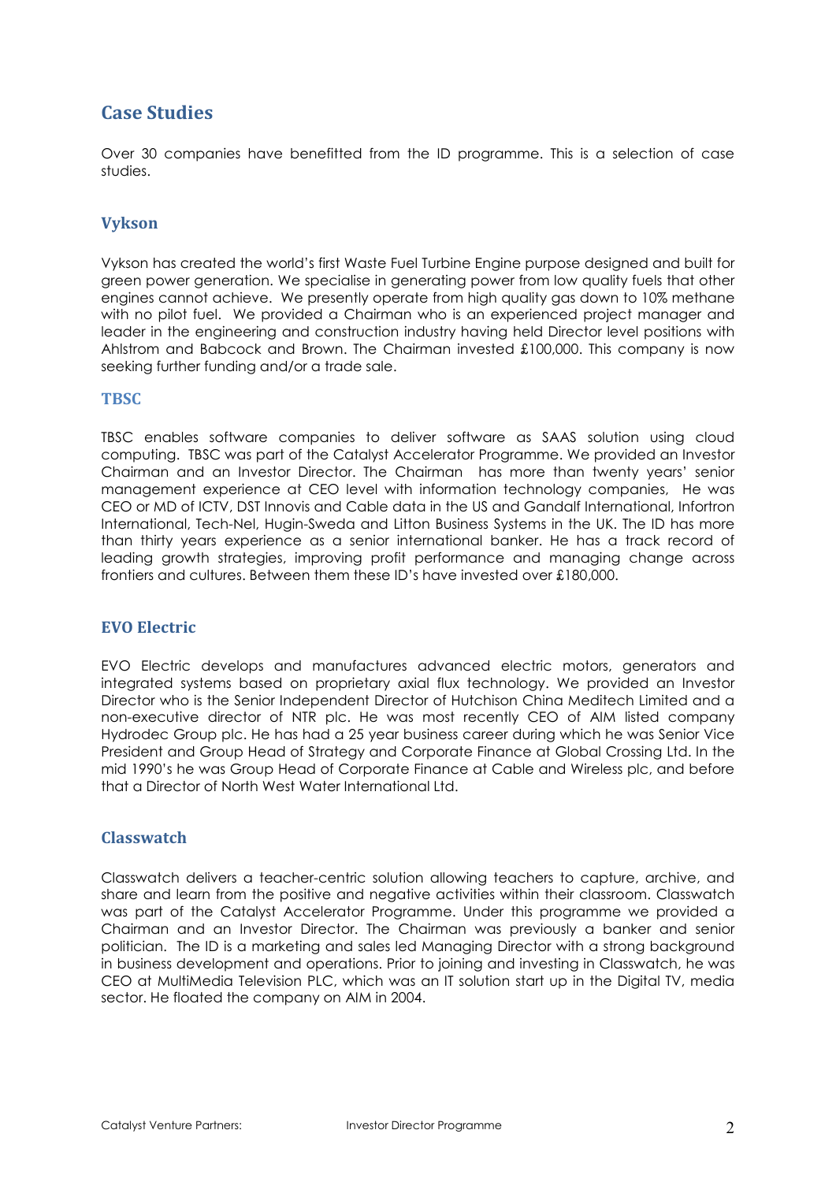## Case Studies

Over 30 companies have benefitted from the ID programme. This is a selection of case studies.

### Vykson

Vykson has created the world's first Waste Fuel Turbine Engine purpose designed and built for green power generation. We specialise in generating power from low quality fuels that other engines cannot achieve. We presently operate from high quality gas down to 10% methane with no pilot fuel. We provided a Chairman who is an experienced project manager and leader in the engineering and construction industry having held Director level positions with Ahlstrom and Babcock and Brown. The Chairman invested £100,000. This company is now seeking further funding and/or a trade sale.

### TBSC

TBSC enables software companies to deliver software as SAAS solution using cloud computing. TBSC was part of the Catalyst Accelerator Programme. We provided an Investor Chairman and an Investor Director. The Chairman has more than twenty years' senior management experience at CEO level with information technology companies, He was CEO or MD of ICTV, DST Innovis and Cable data in the US and Gandalf International, Infortron International, Tech-Nel, Hugin-Sweda and Litton Business Systems in the UK. The ID has more than thirty years experience as a senior international banker. He has a track record of leading growth strategies, improving profit performance and managing change across frontiers and cultures. Between them these ID's have invested over £180,000.

### EVO Electric

EVO Electric develops and manufactures advanced electric motors, generators and integrated systems based on proprietary axial flux technology. We provided an Investor Director who is the Senior Independent Director of Hutchison China Meditech Limited and a non-executive director of NTR plc. He was most recently CEO of AIM listed company Hydrodec Group plc. He has had a 25 year business career during which he was Senior Vice President and Group Head of Strategy and Corporate Finance at Global Crossing Ltd. In the mid 1990's he was Group Head of Corporate Finance at Cable and Wireless plc, and before that a Director of North West Water International Ltd.

### Classwatch

Classwatch delivers a teacher-centric solution allowing teachers to capture, archive, and share and learn from the positive and negative activities within their classroom. Classwatch was part of the Catalyst Accelerator Programme. Under this programme we provided a Chairman and an Investor Director. The Chairman was previously a banker and senior politician. The ID is a marketing and sales led Managing Director with a strong background in business development and operations. Prior to joining and investing in Classwatch, he was CEO at MultiMedia Television PLC, which was an IT solution start up in the Digital TV, media sector. He floated the company on AIM in 2004.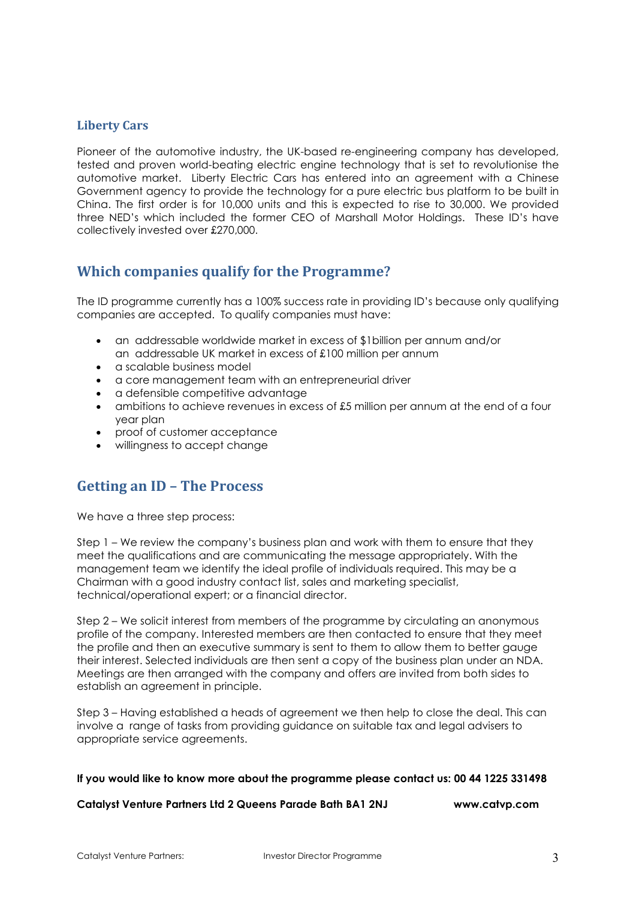### Liberty Cars

Pioneer of the automotive industry, the UK-based re-engineering company has developed, tested and proven world-beating electric engine technology that is set to revolutionise the automotive market. Liberty Electric Cars has entered into an agreement with a Chinese Government agency to provide the technology for a pure electric bus platform to be built in China. The first order is for 10,000 units and this is expected to rise to 30,000. We provided three NED's which included the former CEO of Marshall Motor Holdings. These ID's have collectively invested over £270,000.

## Which companies qualify for the Programme?

The ID programme currently has a 100% success rate in providing ID's because only qualifying companies are accepted. To qualify companies must have:

- an addressable worldwide market in excess of $1billion per annum and/or an addressable UK market in excess of £100 million per annum
- a scalable business model
- a core management team with an entrepreneurial driver
- a defensible competitive advantage
- ambitions to achieve revenues in excess of £5 million per annum at the end of a four year plan
- proof of customer acceptance
- willingness to accept change

## Getting an ID – The Process

We have a three step process:

Step 1 – We review the company's business plan and work with them to ensure that they meet the qualifications and are communicating the message appropriately. With the management team we identify the ideal profile of individuals required. This may be a Chairman with a good industry contact list, sales and marketing specialist, technical/operational expert; or a financial director.

Step 2 – We solicit interest from members of the programme by circulating an anonymous profile of the company. Interested members are then contacted to ensure that they meet the profile and then an executive summary is sent to them to allow them to better gauge their interest. Selected individuals are then sent a copy of the business plan under an NDA. Meetings are then arranged with the company and offers are invited from both sides to establish an agreement in principle.

Step 3 – Having established a heads of agreement we then help to close the deal. This can involve a range of tasks from providing guidance on suitable tax and legal advisers to appropriate service agreements.

**If you would like to know more about the programme please contact us: 00 44 1225 331498**

**Catalyst Venture Partners Ltd 2 Queens Parade Bath BA1 2NJ www.catvp.com**